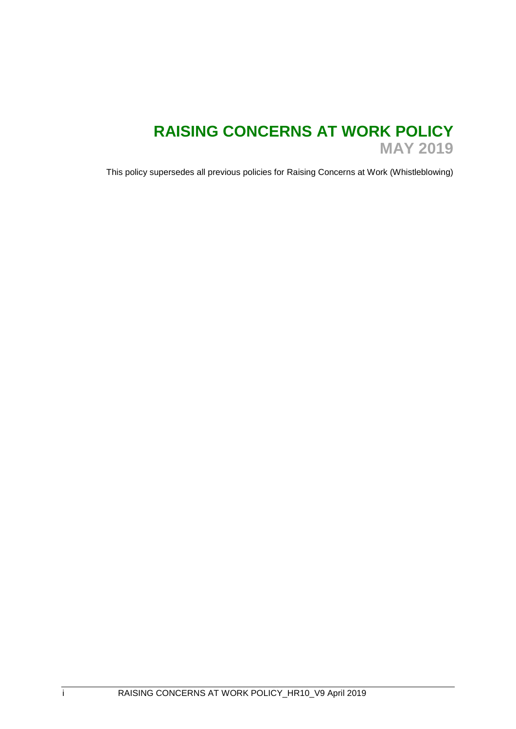# RAISING CONCERNS AT WORK POLICY

## MAY 2019

This policy supersedes all previous policies for Raising Concerns at Work (Whistleblowing)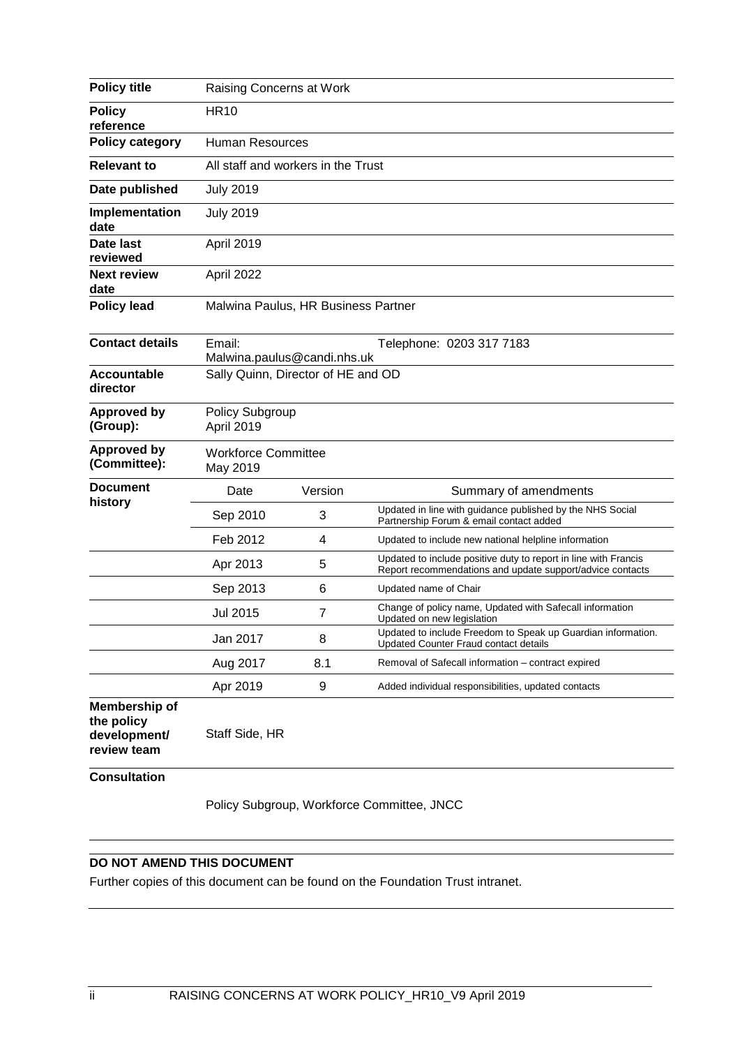| **Policy title** | Raising Concerns at Work | | |
|---|---|---|---|
| **Policy reference** | HR10 | | |
| **Policy category** | Human Resources | | |
| **Relevant to** | All staff and workers in the Trust | | |
| **Date published** | July 2019 | | |
| **Implementation date** | July 2019 | | |
| **Date last reviewed** | April 2019 | | |
| **Next review date** | April 2022 | | |
| **Policy lead** | Malwina Paulus, HR Business Partner | | |
| **Contact details** | Email: Malwina.paulus@candi.nhs.uk | | Telephone: 0203 317 7183 |
| **Accountable director** | Sally Quinn, Director of HE and OD | | |
| **Approved by (Group):** | Policy Subgroup April 2019 | | |
| **Approved by (Committee):** | Workforce Committee May 2019 | | |
| **Document history** | Date | Version | Summary of amendments |
| | Sep 2010 | 3 | Updated in line with guidance published by the NHS Social Partnership Forum & email contact added |
| | Feb 2012 | 4 | Updated to include new national helpline information |
| | Apr 2013 | 5 | Updated to include positive duty to report in line with Francis Report recommendations and update support/advice contacts |
| | Sep 2013 | 6 | Updated name of Chair |
| | Jul 2015 | 7 | Change of policy name, Updated with Safecall information Updated on new legislation |
| | Jan 2017 | 8 | Updated to include Freedom to Speak up Guardian information. Updated Counter Fraud contact details |
| | Aug 2017 | 8.1 | Removal of Safecall information – contract expired |
| | Apr 2019 | 9 | Added individual responsibilities, updated contacts |
| **Membership of the policy development/ review team** | Staff Side, HR | | |
| **Consultation** | Policy Subgroup, Workforce Committee, JNCC | | |

**DO NOT AMEND THIS DOCUMENT**

Further copies of this document can be found on the Foundation Trust intranet.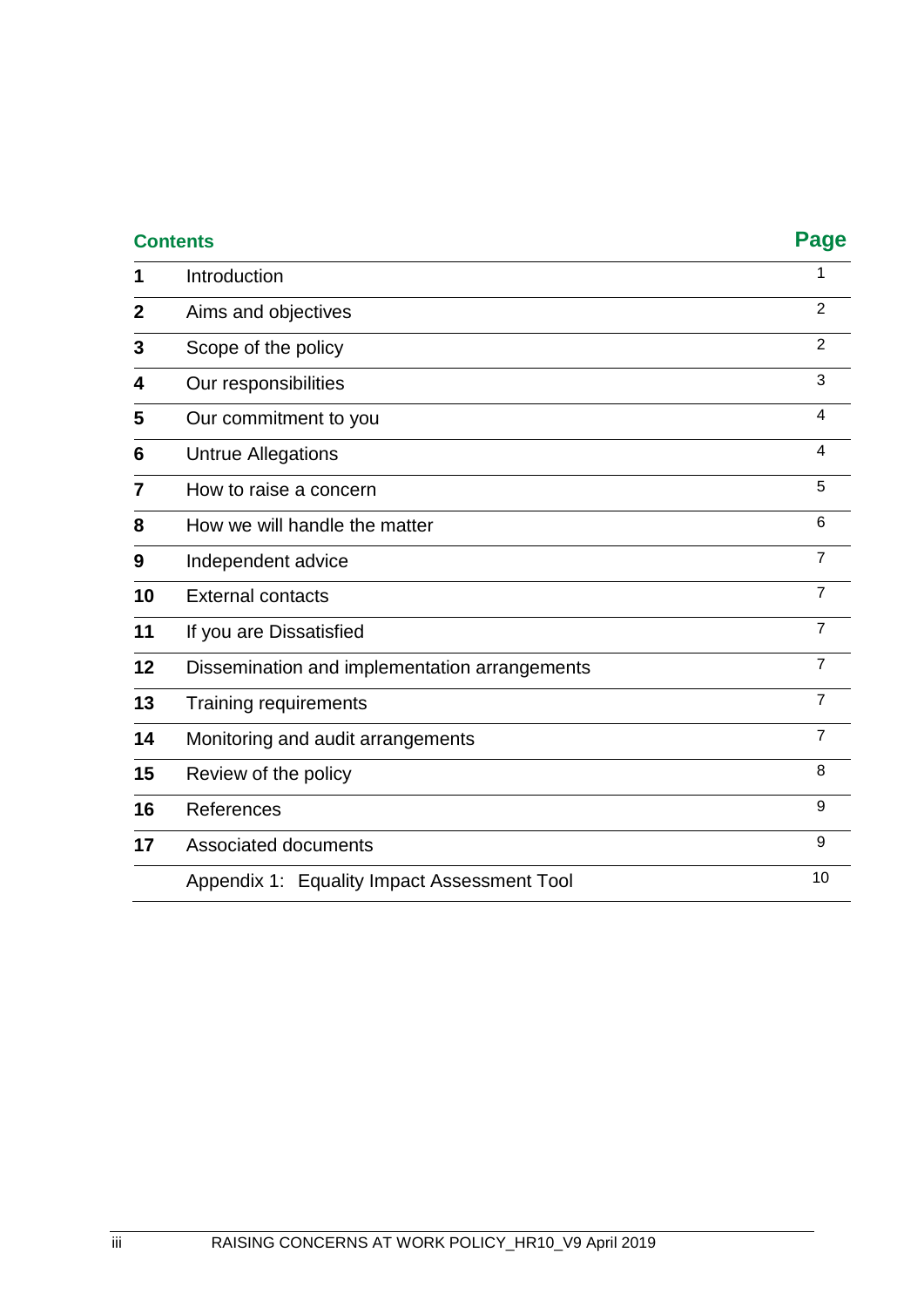| Contents | | Page |
|---|---|---|
| **1** | Introduction | 1 |
| **2** | Aims and objectives | 2 |
| **3** | Scope of the policy | 2 |
| **4** | Our responsibilities | 3 |
| **5** | Our commitment to you | 4 |
| **6** | Untrue Allegations | 4 |
| **7** | How to raise a concern | 5 |
| **8** | How we will handle the matter | 6 |
| **9** | Independent advice | 7 |
| **10** | External contacts | 7 |
| **11** | If you are Dissatisfied | 7 |
| **12** | Dissemination and implementation arrangements | 7 |
| **13** | Training requirements | 7 |
| **14** | Monitoring and audit arrangements | 7 |
| **15** | Review of the policy | 8 |
| **16** | References | 9 |
| **17** | Associated documents | 9 |
| | Appendix 1: Equality Impact Assessment Tool | 10 |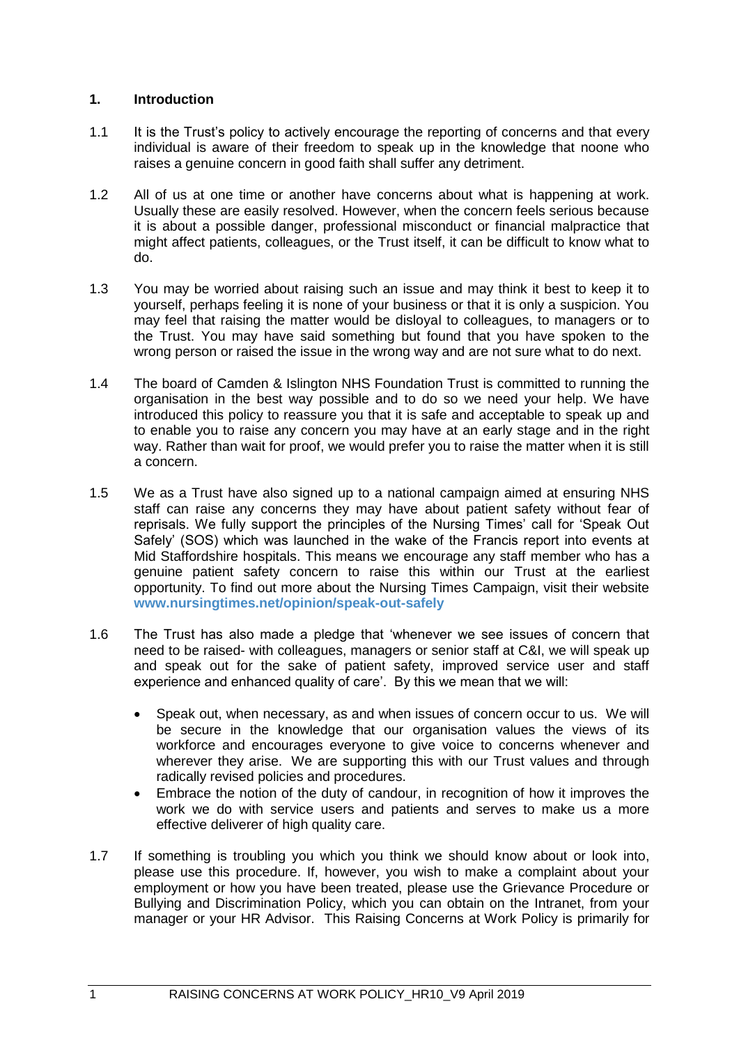## 1. Introduction

1.1 It is the Trust's policy to actively encourage the reporting of concerns and that every individual is aware of their freedom to speak up in the knowledge that noone who raises a genuine concern in good faith shall suffer any detriment.

1.2 All of us at one time or another have concerns about what is happening at work. Usually these are easily resolved. However, when the concern feels serious because it is about a possible danger, professional misconduct or financial malpractice that might affect patients, colleagues, or the Trust itself, it can be difficult to know what to do.

1.3 You may be worried about raising such an issue and may think it best to keep it to yourself, perhaps feeling it is none of your business or that it is only a suspicion. You may feel that raising the matter would be disloyal to colleagues, to managers or to the Trust. You may have said something but found that you have spoken to the wrong person or raised the issue in the wrong way and are not sure what to do next.

1.4 The board of Camden & Islington NHS Foundation Trust is committed to running the organisation in the best way possible and to do so we need your help. We have introduced this policy to reassure you that it is safe and acceptable to speak up and to enable you to raise any concern you may have at an early stage and in the right way. Rather than wait for proof, we would prefer you to raise the matter when it is still a concern.

1.5 We as a Trust have also signed up to a national campaign aimed at ensuring NHS staff can raise any concerns they may have about patient safety without fear of reprisals. We fully support the principles of the Nursing Times' call for 'Speak Out Safely' (SOS) which was launched in the wake of the Francis report into events at Mid Staffordshire hospitals. This means we encourage any staff member who has a genuine patient safety concern to raise this within our Trust at the earliest opportunity. To find out more about the Nursing Times Campaign, visit their website **www.nursingtimes.net/opinion/speak-out-safely**

1.6 The Trust has also made a pledge that 'whenever we see issues of concern that need to be raised- with colleagues, managers or senior staff at C&I, we will speak up and speak out for the sake of patient safety, improved service user and staff experience and enhanced quality of care'. By this we mean that we will:

- Speak out, when necessary, as and when issues of concern occur to us. We will be secure in the knowledge that our organisation values the views of its workforce and encourages everyone to give voice to concerns whenever and wherever they arise. We are supporting this with our Trust values and through radically revised policies and procedures.
- Embrace the notion of the duty of candour, in recognition of how it improves the work we do with service users and patients and serves to make us a more effective deliverer of high quality care.

1.7 If something is troubling you which you think we should know about or look into, please use this procedure. If, however, you wish to make a complaint about your employment or how you have been treated, please use the Grievance Procedure or Bullying and Discrimination Policy, which you can obtain on the Intranet, from your manager or your HR Advisor. This Raising Concerns at Work Policy is primarily for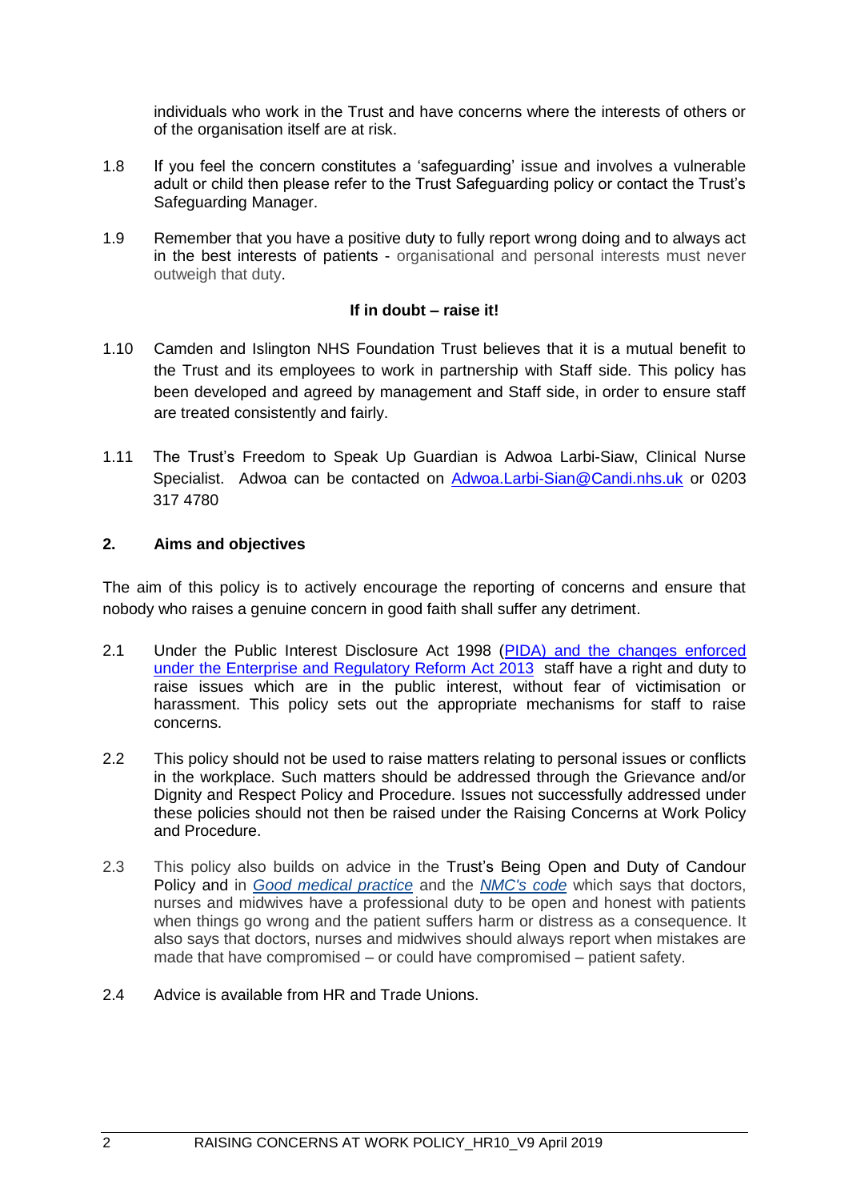individuals who work in the Trust and have concerns where the interests of others or of the organisation itself are at risk.

1.8 If you feel the concern constitutes a 'safeguarding' issue and involves a vulnerable adult or child then please refer to the Trust Safeguarding policy or contact the Trust's Safeguarding Manager.

1.9 Remember that you have a positive duty to fully report wrong doing and to always act in the best interests of patients - organisational and personal interests must never outweigh that duty.

**If in doubt – raise it!**

1.10 Camden and Islington NHS Foundation Trust believes that it is a mutual benefit to the Trust and its employees to work in partnership with Staff side. This policy has been developed and agreed by management and Staff side, in order to ensure staff are treated consistently and fairly.

1.11 The Trust's Freedom to Speak Up Guardian is Adwoa Larbi-Siaw, Clinical Nurse Specialist. Adwoa can be contacted on Adwoa.Larbi-Sian@Candi.nhs.uk or 0203 317 4780

## 2. Aims and objectives

The aim of this policy is to actively encourage the reporting of concerns and ensure that nobody who raises a genuine concern in good faith shall suffer any detriment.

2.1 Under the Public Interest Disclosure Act 1998 (PIDA) and the changes enforced under the Enterprise and Regulatory Reform Act 2013 staff have a right and duty to raise issues which are in the public interest, without fear of victimisation or harassment. This policy sets out the appropriate mechanisms for staff to raise concerns.

2.2 This policy should not be used to raise matters relating to personal issues or conflicts in the workplace. Such matters should be addressed through the Grievance and/or Dignity and Respect Policy and Procedure. Issues not successfully addressed under these policies should not then be raised under the Raising Concerns at Work Policy and Procedure.

2.3 This policy also builds on advice in the Trust's Being Open and Duty of Candour Policy and in *Good medical practice* and the *NMC's code* which says that doctors, nurses and midwives have a professional duty to be open and honest with patients when things go wrong and the patient suffers harm or distress as a consequence. It also says that doctors, nurses and midwives should always report when mistakes are made that have compromised – or could have compromised – patient safety.

2.4 Advice is available from HR and Trade Unions.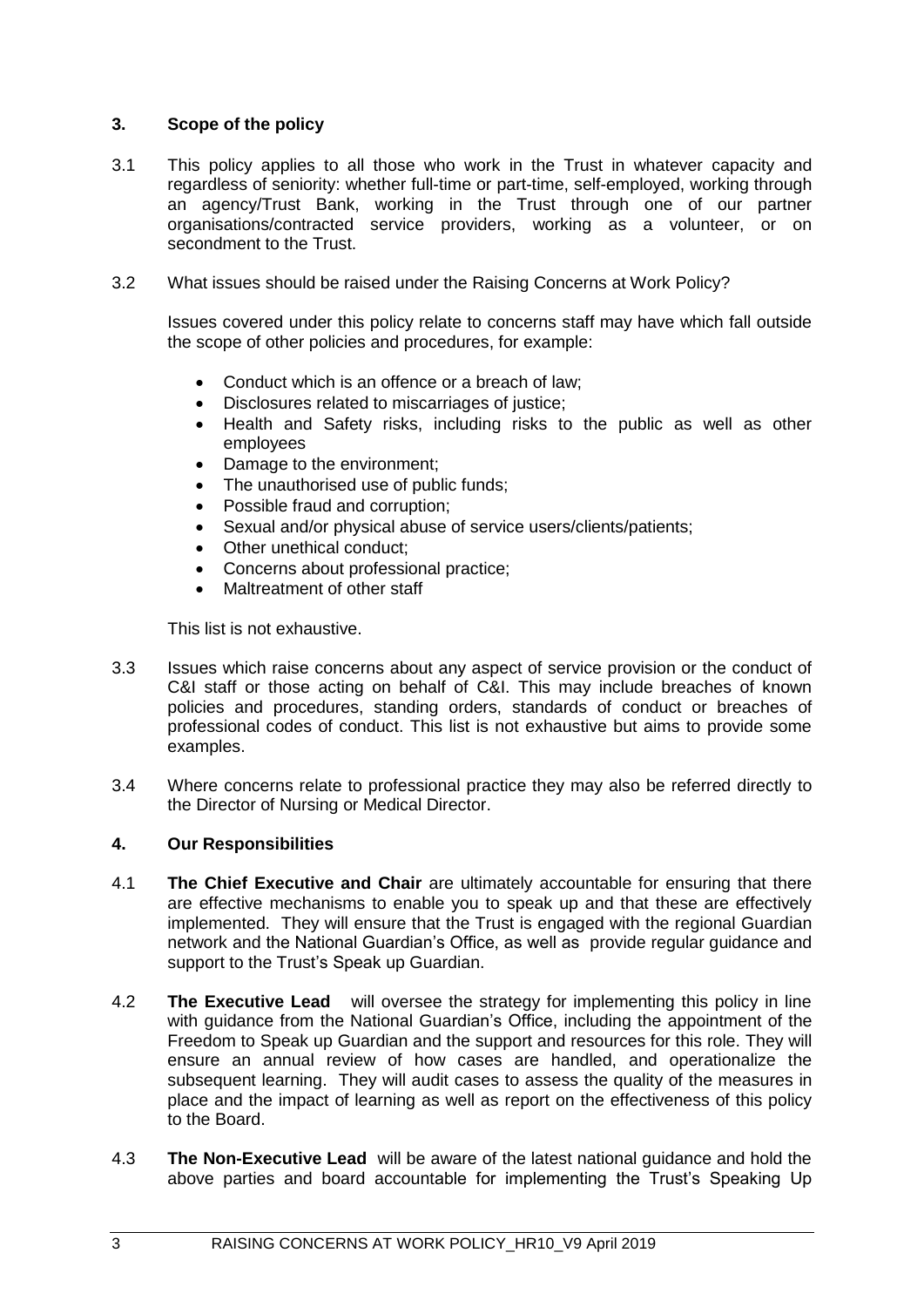## 3. Scope of the policy

3.1 This policy applies to all those who work in the Trust in whatever capacity and regardless of seniority: whether full-time or part-time, self-employed, working through an agency/Trust Bank, working in the Trust through one of our partner organisations/contracted service providers, working as a volunteer, or on secondment to the Trust.

3.2 What issues should be raised under the Raising Concerns at Work Policy?

Issues covered under this policy relate to concerns staff may have which fall outside the scope of other policies and procedures, for example:

- Conduct which is an offence or a breach of law;
- Disclosures related to miscarriages of justice;
- Health and Safety risks, including risks to the public as well as other employees
- Damage to the environment;
- The unauthorised use of public funds;
- Possible fraud and corruption;
- Sexual and/or physical abuse of service users/clients/patients;
- Other unethical conduct;
- Concerns about professional practice;
- Maltreatment of other staff

This list is not exhaustive.

3.3 Issues which raise concerns about any aspect of service provision or the conduct of C&I staff or those acting on behalf of C&I. This may include breaches of known policies and procedures, standing orders, standards of conduct or breaches of professional codes of conduct. This list is not exhaustive but aims to provide some examples.

3.4 Where concerns relate to professional practice they may also be referred directly to the Director of Nursing or Medical Director.

## 4. Our Responsibilities

4.1 **The Chief Executive and Chair** are ultimately accountable for ensuring that there are effective mechanisms to enable you to speak up and that these are effectively implemented. They will ensure that the Trust is engaged with the regional Guardian network and the National Guardian's Office, as well as provide regular guidance and support to the Trust's Speak up Guardian.

4.2 **The Executive Lead** will oversee the strategy for implementing this policy in line with guidance from the National Guardian's Office, including the appointment of the Freedom to Speak up Guardian and the support and resources for this role. They will ensure an annual review of how cases are handled, and operationalize the subsequent learning. They will audit cases to assess the quality of the measures in place and the impact of learning as well as report on the effectiveness of this policy to the Board.

4.3 **The Non-Executive Lead** will be aware of the latest national guidance and hold the above parties and board accountable for implementing the Trust's Speaking Up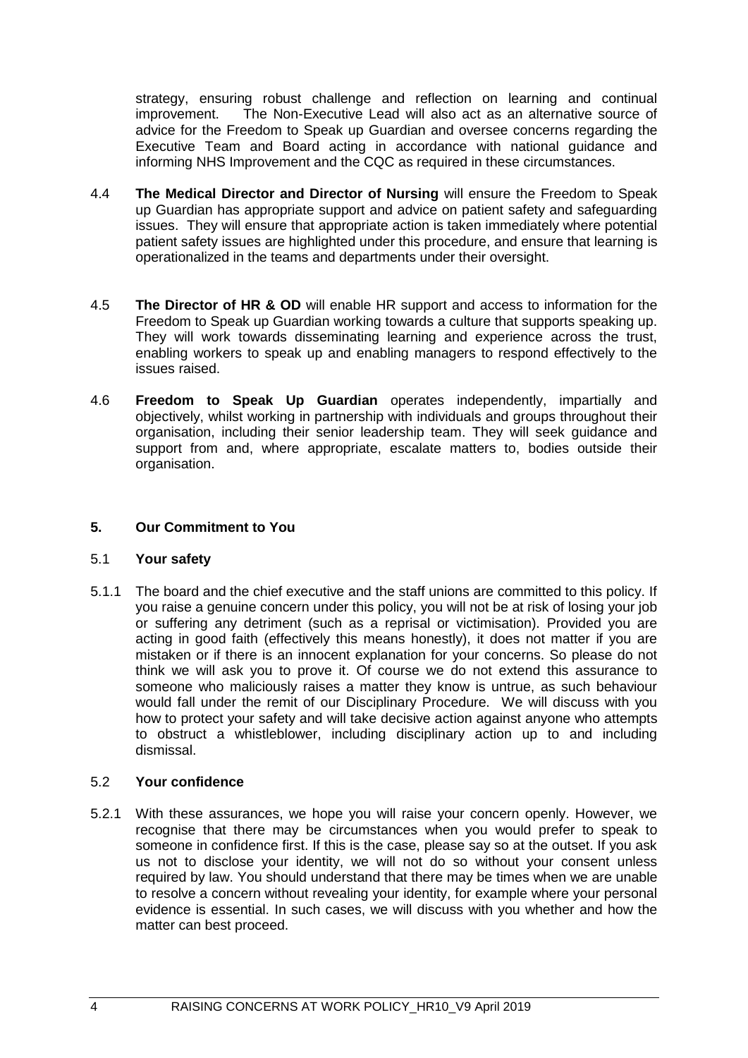strategy, ensuring robust challenge and reflection on learning and continual improvement. The Non-Executive Lead will also act as an alternative source of advice for the Freedom to Speak up Guardian and oversee concerns regarding the Executive Team and Board acting in accordance with national guidance and informing NHS Improvement and the CQC as required in these circumstances.

4.4 **The Medical Director and Director of Nursing** will ensure the Freedom to Speak up Guardian has appropriate support and advice on patient safety and safeguarding issues. They will ensure that appropriate action is taken immediately where potential patient safety issues are highlighted under this procedure, and ensure that learning is operationalized in the teams and departments under their oversight.

4.5 **The Director of HR & OD** will enable HR support and access to information for the Freedom to Speak up Guardian working towards a culture that supports speaking up. They will work towards disseminating learning and experience across the trust, enabling workers to speak up and enabling managers to respond effectively to the issues raised.

4.6 **Freedom to Speak Up Guardian** operates independently, impartially and objectively, whilst working in partnership with individuals and groups throughout their organisation, including their senior leadership team. They will seek guidance and support from and, where appropriate, escalate matters to, bodies outside their organisation.

## 5. Our Commitment to You

### 5.1 Your safety

5.1.1 The board and the chief executive and the staff unions are committed to this policy. If you raise a genuine concern under this policy, you will not be at risk of losing your job or suffering any detriment (such as a reprisal or victimisation). Provided you are acting in good faith (effectively this means honestly), it does not matter if you are mistaken or if there is an innocent explanation for your concerns. So please do not think we will ask you to prove it. Of course we do not extend this assurance to someone who maliciously raises a matter they know is untrue, as such behaviour would fall under the remit of our Disciplinary Procedure. We will discuss with you how to protect your safety and will take decisive action against anyone who attempts to obstruct a whistleblower, including disciplinary action up to and including dismissal.

### 5.2 Your confidence

5.2.1 With these assurances, we hope you will raise your concern openly. However, we recognise that there may be circumstances when you would prefer to speak to someone in confidence first. If this is the case, please say so at the outset. If you ask us not to disclose your identity, we will not do so without your consent unless required by law. You should understand that there may be times when we are unable to resolve a concern without revealing your identity, for example where your personal evidence is essential. In such cases, we will discuss with you whether and how the matter can best proceed.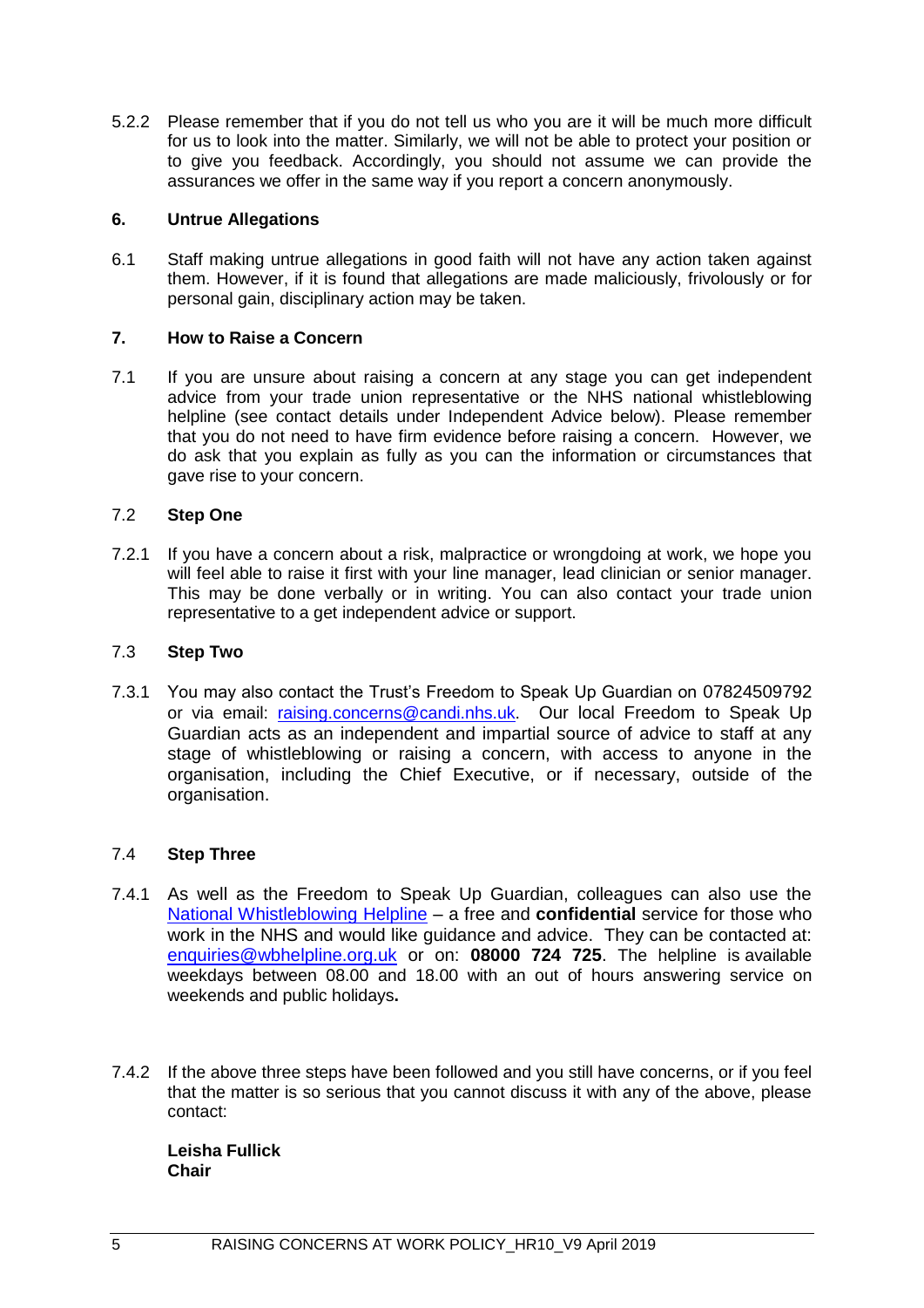5.2.2 Please remember that if you do not tell us who you are it will be much more difficult for us to look into the matter. Similarly, we will not be able to protect your position or to give you feedback. Accordingly, you should not assume we can provide the assurances we offer in the same way if you report a concern anonymously.

## 6. Untrue Allegations

6.1 Staff making untrue allegations in good faith will not have any action taken against them. However, if it is found that allegations are made maliciously, frivolously or for personal gain, disciplinary action may be taken.

## 7. How to Raise a Concern

7.1 If you are unsure about raising a concern at any stage you can get independent advice from your trade union representative or the NHS national whistleblowing helpline (see contact details under Independent Advice below). Please remember that you do not need to have firm evidence before raising a concern. However, we do ask that you explain as fully as you can the information or circumstances that gave rise to your concern.

### 7.2 Step One

7.2.1 If you have a concern about a risk, malpractice or wrongdoing at work, we hope you will feel able to raise it first with your line manager, lead clinician or senior manager. This may be done verbally or in writing. You can also contact your trade union representative to a get independent advice or support.

### 7.3 Step Two

7.3.1 You may also contact the Trust's Freedom to Speak Up Guardian on 07824509792 or via email: raising.concerns@candi.nhs.uk. Our local Freedom to Speak Up Guardian acts as an independent and impartial source of advice to staff at any stage of whistleblowing or raising a concern, with access to anyone in the organisation, including the Chief Executive, or if necessary, outside of the organisation.

### 7.4 Step Three

7.4.1 As well as the Freedom to Speak Up Guardian, colleagues can also use the National Whistleblowing Helpline – a free and **confidential** service for those who work in the NHS and would like guidance and advice. They can be contacted at: enquiries@wbhelpline.org.uk or on: **08000 724 725**. The helpline is available weekdays between 08.00 and 18.00 with an out of hours answering service on weekends and public holidays**.**

7.4.2 If the above three steps have been followed and you still have concerns, or if you feel that the matter is so serious that you cannot discuss it with any of the above, please contact:

**Leisha Fullick**
**Chair**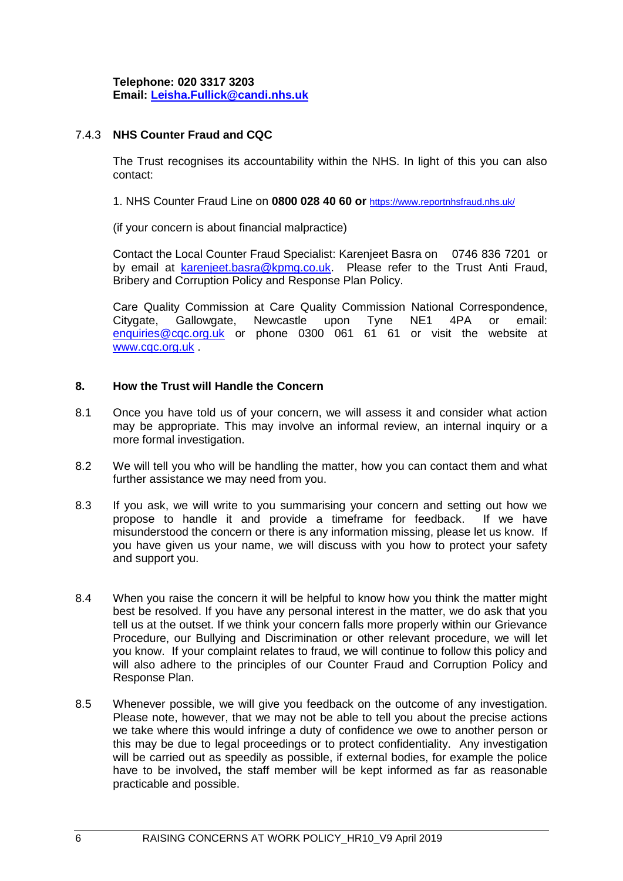**Telephone: 020 3317 3203**
**Email: [Leisha.Fullick@candi.nhs.uk](mailto:Leisha.Fullick@candi.nhs.uk)**

### 7.4.3 NHS Counter Fraud and CQC

The Trust recognises its accountability within the NHS. In light of this you can also contact:

1. NHS Counter Fraud Line on **0800 028 40 60 or** [https://www.reportnhsfraud.nhs.uk/](https://www.reportnhsfraud.nhs.uk/)

(if your concern is about financial malpractice)

Contact the Local Counter Fraud Specialist: Karenjeet Basra on 0746 836 7201 or by email at [karenjeet.basra@kpmg.co.uk](mailto:karenjeet.basra@kpmg.co.uk). Please refer to the Trust Anti Fraud, Bribery and Corruption Policy and Response Plan Policy.

Care Quality Commission at Care Quality Commission National Correspondence, Citygate, Gallowgate, Newcastle upon Tyne NE1 4PA or email: [enquiries@cqc.org.uk](mailto:enquiries@cqc.org.uk) or phone 0300 061 61 61 or visit the website at [www.cqc.org.uk](http://www.cqc.org.uk) .

## 8. How the Trust will Handle the Concern

8.1 Once you have told us of your concern, we will assess it and consider what action may be appropriate. This may involve an informal review, an internal inquiry or a more formal investigation.

8.2 We will tell you who will be handling the matter, how you can contact them and what further assistance we may need from you.

8.3 If you ask, we will write to you summarising your concern and setting out how we propose to handle it and provide a timeframe for feedback. If we have misunderstood the concern or there is any information missing, please let us know. If you have given us your name, we will discuss with you how to protect your safety and support you.

8.4 When you raise the concern it will be helpful to know how you think the matter might best be resolved. If you have any personal interest in the matter, we do ask that you tell us at the outset. If we think your concern falls more properly within our Grievance Procedure, our Bullying and Discrimination or other relevant procedure, we will let you know. If your complaint relates to fraud, we will continue to follow this policy and will also adhere to the principles of our Counter Fraud and Corruption Policy and Response Plan.

8.5 Whenever possible, we will give you feedback on the outcome of any investigation. Please note, however, that we may not be able to tell you about the precise actions we take where this would infringe a duty of confidence we owe to another person or this may be due to legal proceedings or to protect confidentiality. Any investigation will be carried out as speedily as possible, if external bodies, for example the police have to be involved**,** the staff member will be kept informed as far as reasonable practicable and possible.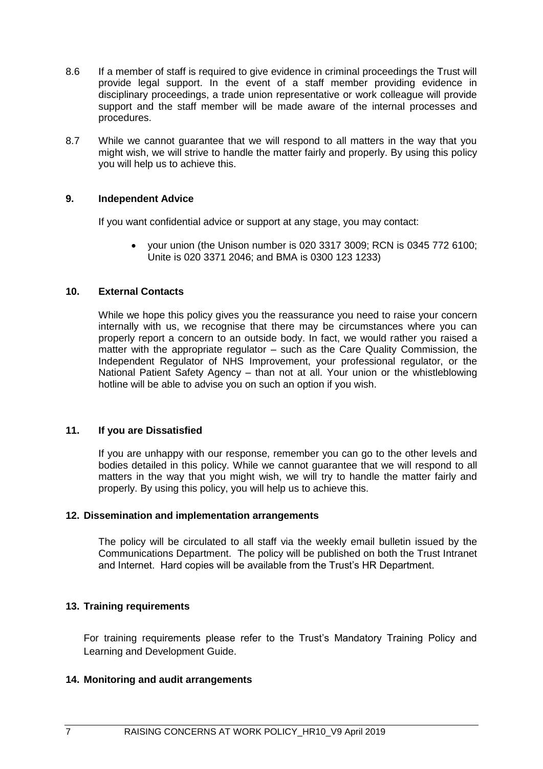8.6 If a member of staff is required to give evidence in criminal proceedings the Trust will provide legal support. In the event of a staff member providing evidence in disciplinary proceedings, a trade union representative or work colleague will provide support and the staff member will be made aware of the internal processes and procedures.

8.7 While we cannot guarantee that we will respond to all matters in the way that you might wish, we will strive to handle the matter fairly and properly. By using this policy you will help us to achieve this.

## 9. Independent Advice

If you want confidential advice or support at any stage, you may contact:

- your union (the Unison number is 020 3317 3009; RCN is 0345 772 6100; Unite is 020 3371 2046; and BMA is 0300 123 1233)

## 10. External Contacts

While we hope this policy gives you the reassurance you need to raise your concern internally with us, we recognise that there may be circumstances where you can properly report a concern to an outside body. In fact, we would rather you raised a matter with the appropriate regulator – such as the Care Quality Commission, the Independent Regulator of NHS Improvement, your professional regulator, or the National Patient Safety Agency – than not at all. Your union or the whistleblowing hotline will be able to advise you on such an option if you wish.

## 11. If you are Dissatisfied

If you are unhappy with our response, remember you can go to the other levels and bodies detailed in this policy. While we cannot guarantee that we will respond to all matters in the way that you might wish, we will try to handle the matter fairly and properly. By using this policy, you will help us to achieve this.

## 12. Dissemination and implementation arrangements

The policy will be circulated to all staff via the weekly email bulletin issued by the Communications Department. The policy will be published on both the Trust Intranet and Internet. Hard copies will be available from the Trust's HR Department.

## 13. Training requirements

For training requirements please refer to the Trust's Mandatory Training Policy and Learning and Development Guide.

## 14. Monitoring and audit arrangements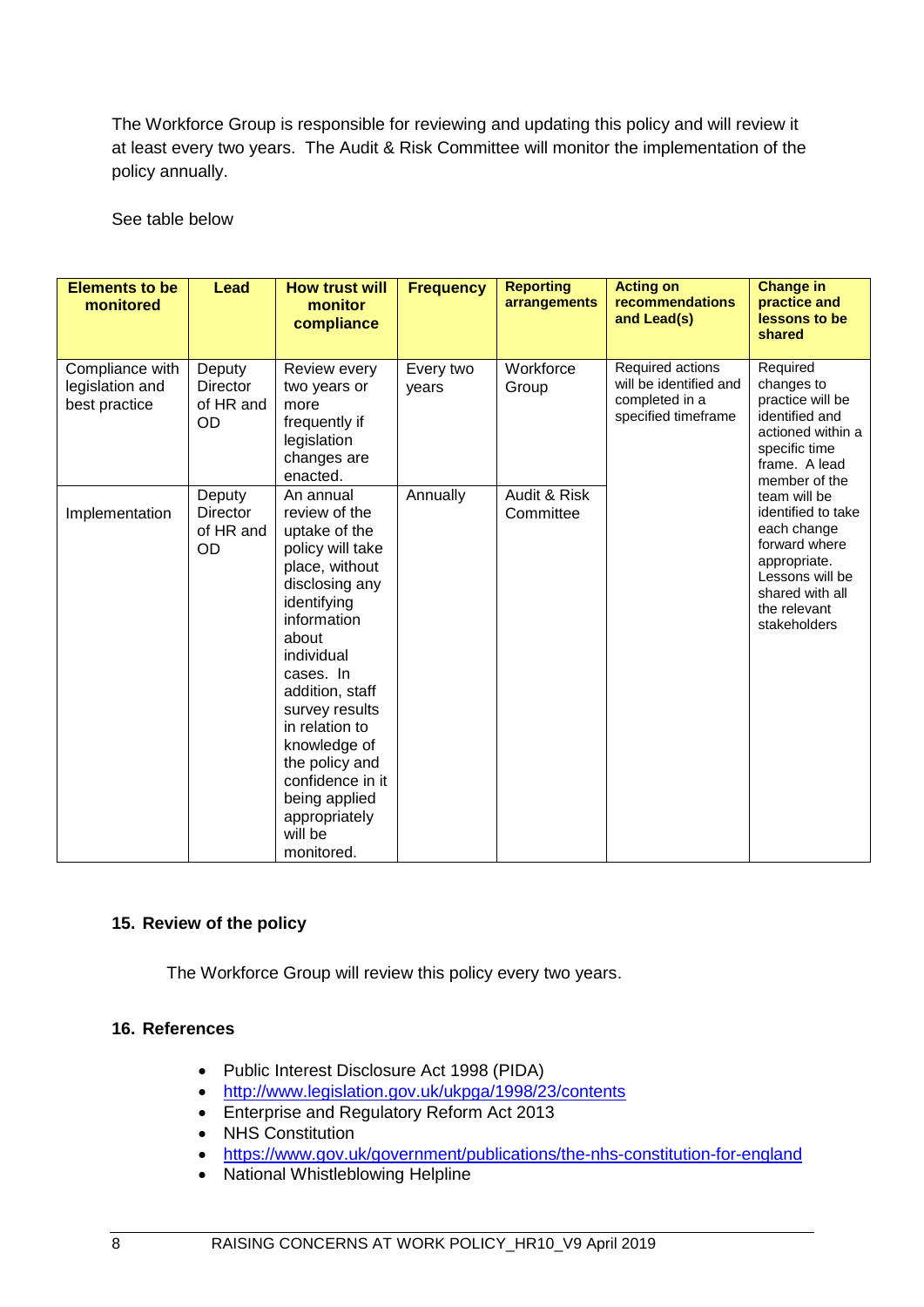The Workforce Group is responsible for reviewing and updating this policy and will review it at least every two years. The Audit & Risk Committee will monitor the implementation of the policy annually.

See table below

| Elements to be monitored | Lead | How trust will monitor compliance | Frequency | Reporting arrangements | Acting on recommendations and Lead(s) | Change in practice and lessons to be shared |
|---|---|---|---|---|---|---|
| Compliance with legislation and best practice | Deputy Director of HR and OD | Review every two years or more frequently if legislation changes are enacted. | Every two years | Workforce Group | Required actions will be identified and completed in a specified timeframe | Required changes to practice will be identified and actioned within a specific time frame. A lead member of the team will be identified to take each change forward where appropriate. Lessons will be shared with all the relevant stakeholders |
| Implementation | Deputy Director of HR and OD | An annual review of the uptake of the policy will take place, without disclosing any identifying information about individual cases. In addition, staff survey results in relation to knowledge of the policy and confidence in it being applied appropriately will be monitored. | Annually | Audit & Risk Committee | | |

## 15. Review of the policy

The Workforce Group will review this policy every two years.

## 16. References

- Public Interest Disclosure Act 1998 (PIDA)
- http://www.legislation.gov.uk/ukpga/1998/23/contents
- Enterprise and Regulatory Reform Act 2013
- NHS Constitution
- https://www.gov.uk/government/publications/the-nhs-constitution-for-england
- National Whistleblowing Helpline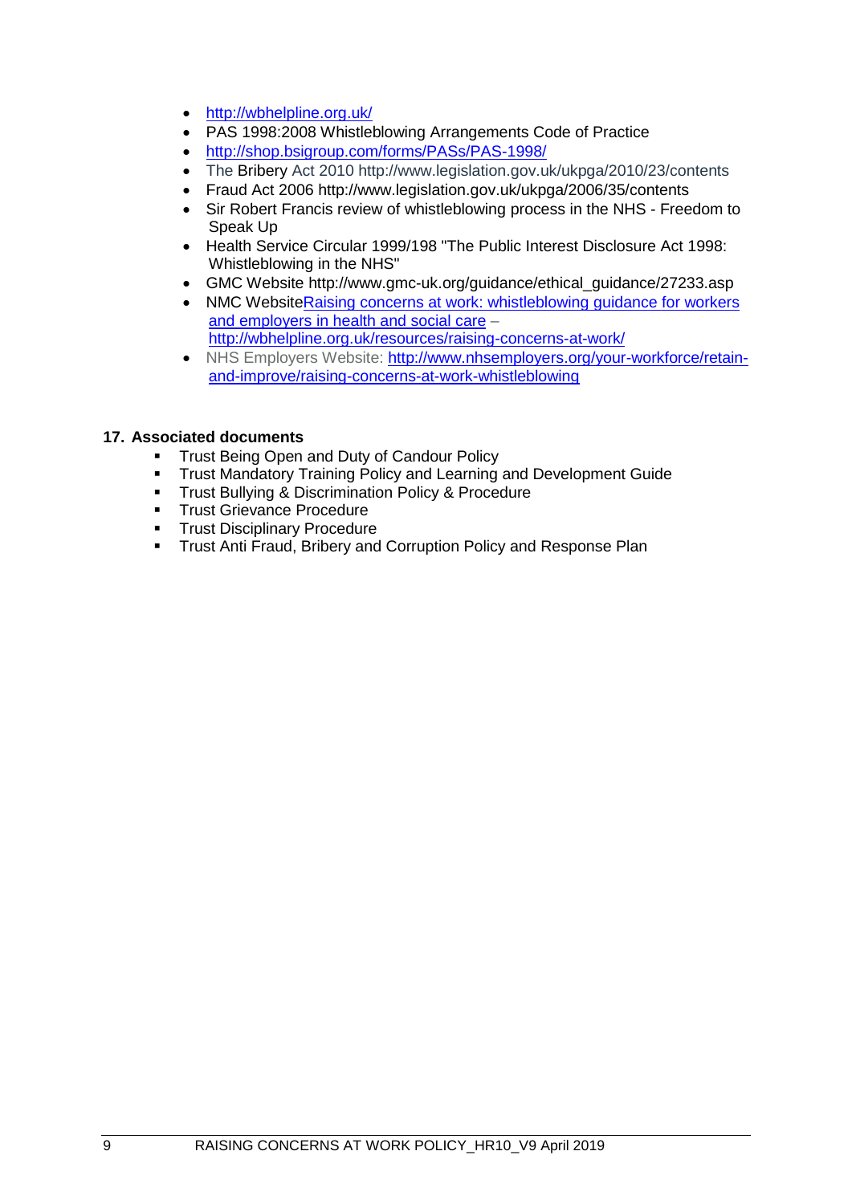- http://wbhelpline.org.uk/
- PAS 1998:2008 Whistleblowing Arrangements Code of Practice
- http://shop.bsigroup.com/forms/PASs/PAS-1998/
- The Bribery Act 2010 http://www.legislation.gov.uk/ukpga/2010/23/contents
- Fraud Act 2006 http://www.legislation.gov.uk/ukpga/2006/35/contents
- Sir Robert Francis review of whistleblowing process in the NHS - Freedom to Speak Up
- Health Service Circular 1999/198 "The Public Interest Disclosure Act 1998: Whistleblowing in the NHS"
- GMC Website http://www.gmc-uk.org/guidance/ethical_guidance/27233.asp
- NMC WebsiteRaising concerns at work: whistleblowing guidance for workers and employers in health and social care – http://wbhelpline.org.uk/resources/raising-concerns-at-work/
- NHS Employers Website: http://www.nhsemployers.org/your-workforce/retain-and-improve/raising-concerns-at-work-whistleblowing

## 17. Associated documents

- Trust Being Open and Duty of Candour Policy
- Trust Mandatory Training Policy and Learning and Development Guide
- Trust Bullying & Discrimination Policy & Procedure
- Trust Grievance Procedure
- Trust Disciplinary Procedure
- Trust Anti Fraud, Bribery and Corruption Policy and Response Plan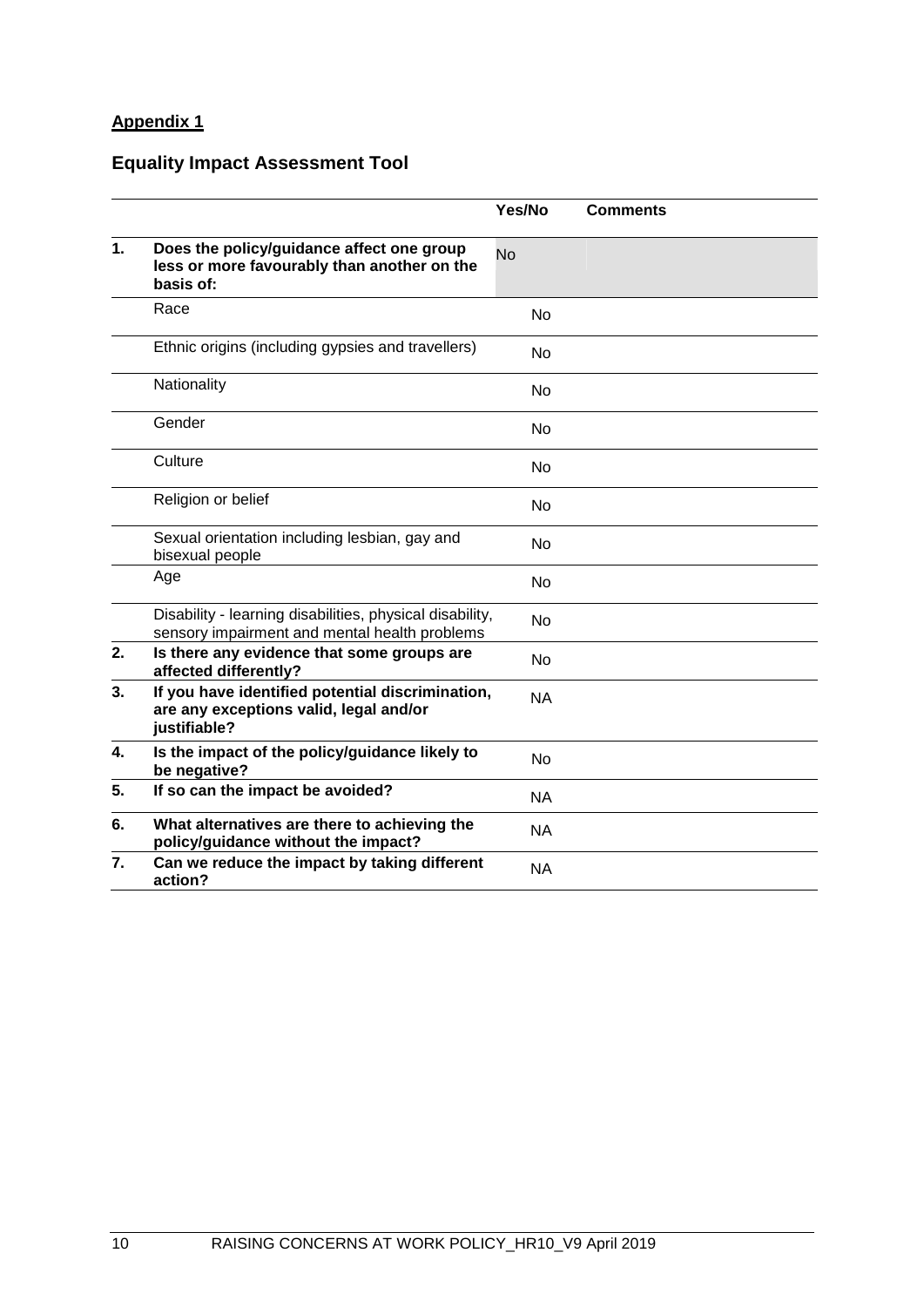**Appendix 1**

## Equality Impact Assessment Tool

| | | Yes/No | Comments |
|---|---|---|---|
| **1.** | **Does the policy/guidance affect one group less or more favourably than another on the basis of:** | No | |
| | Race | No | |
| | Ethnic origins (including gypsies and travellers) | No | |
| | Nationality | No | |
| | Gender | No | |
| | Culture | No | |
| | Religion or belief | No | |
| | Sexual orientation including lesbian, gay and bisexual people | No | |
| | Age | No | |
| | Disability - learning disabilities, physical disability, sensory impairment and mental health problems | No | |
| **2.** | **Is there any evidence that some groups are affected differently?** | No | |
| **3.** | **If you have identified potential discrimination, are any exceptions valid, legal and/or justifiable?** | NA | |
| **4.** | **Is the impact of the policy/guidance likely to be negative?** | No | |
| **5.** | **If so can the impact be avoided?** | NA | |
| **6.** | **What alternatives are there to achieving the policy/guidance without the impact?** | NA | |
| **7.** | **Can we reduce the impact by taking different action?** | NA | |